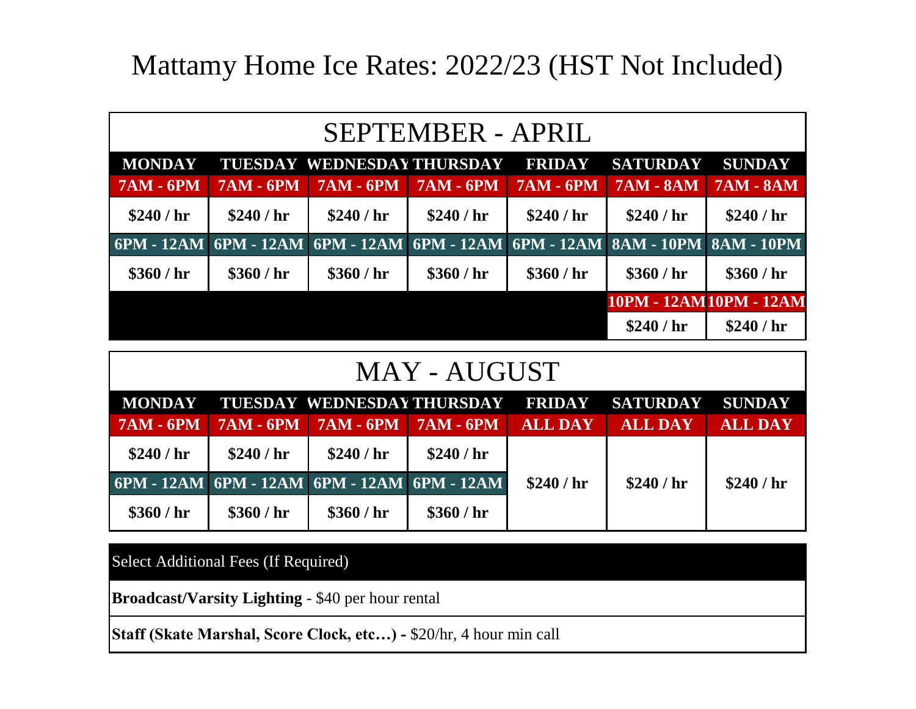# Mattamy Home Ice Rates: 2022/23 (HST Not Included)

## SEPTEMBER - APRIL

| MONDAY | TUESDAY | WEDNESDAY | THURSDAY | FRIDAY | SATURDAY | SUNDAY |
|---|---|---|---|---|---|---|
| 7AM - 6PM | 7AM - 6PM | 7AM - 6PM | 7AM - 6PM | 7AM - 6PM | 7AM - 8AM | 7AM - 8AM |
| $240 / hr | $240 / hr | $240 / hr | $240 / hr | $240 / hr | $240 / hr | $240 / hr |
| 6PM - 12AM | 6PM - 12AM | 6PM - 12AM | 6PM - 12AM | 6PM - 12AM | 8AM - 10PM | 8AM - 10PM |
| $360 / hr | $360 / hr | $360 / hr | $360 / hr | $360 / hr | $360 / hr | $360 / hr |
| | | | | | 10PM - 12AM | 10PM - 12AM |
| | | | | | $240 / hr | $240 / hr |

## MAY - AUGUST

| MONDAY | TUESDAY | WEDNESDAY | THURSDAY | FRIDAY | SATURDAY | SUNDAY |
|---|---|---|---|---|---|---|
| 7AM - 6PM | 7AM - 6PM | 7AM - 6PM | 7AM - 6PM | ALL DAY | ALL DAY | ALL DAY |
| $240 / hr | $240 / hr | $240 / hr | $240 / hr | $240 / hr | $240 / hr | $240 / hr |
| 6PM - 12AM | 6PM - 12AM | 6PM - 12AM | 6PM - 12AM | | | |
| $360 / hr | $360 / hr | $360 / hr | $360 / hr | | | |

| Select Additional Fees (If Required) |
|---|
| **Broadcast/Varsity Lighting** - $40 per hour rental |
| **Staff (Skate Marshal, Score Clock, etc…) -** $20/hr, 4 hour min call |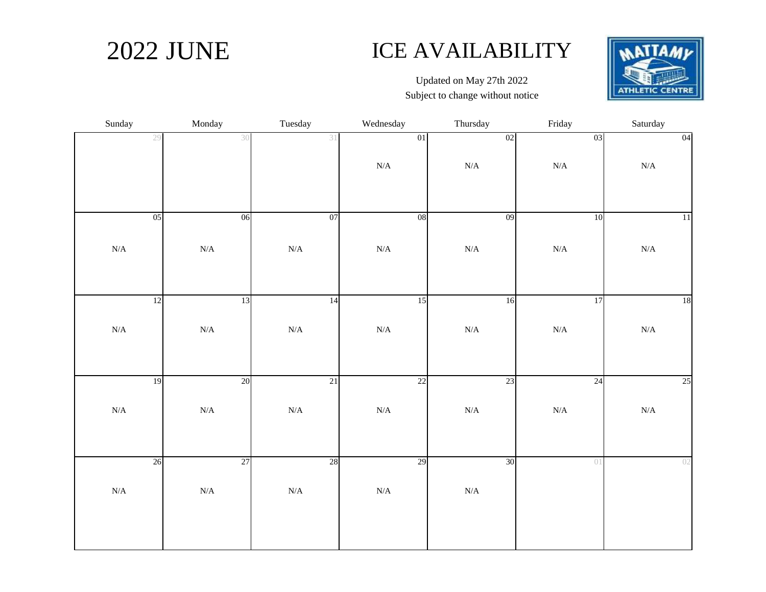# 2022 JUNE

## ICE AVAILABILITY

Updated on May 27th 2022
Subject to change without notice

MATTAMY ATHLETIC CENTRE

| Sunday | Monday | Tuesday | Wednesday | Thursday | Friday | Saturday |
|---|---|---|---|---|---|---|
| 29 | 30 | 31 | 01<br>N/A | 02<br>N/A | 03<br>N/A | 04<br>N/A |
| 05<br>N/A | 06<br>N/A | 07<br>N/A | 08<br>N/A | 09<br>N/A | 10<br>N/A | 11<br>N/A |
| 12<br>N/A | 13<br>N/A | 14<br>N/A | 15<br>N/A | 16<br>N/A | 17<br>N/A | 18<br>N/A |
| 19<br>N/A | 20<br>N/A | 21<br>N/A | 22<br>N/A | 23<br>N/A | 24<br>N/A | 25<br>N/A |
| 26<br>N/A | 27<br>N/A | 28<br>N/A | 29<br>N/A | 30<br>N/A | 01 | 02 |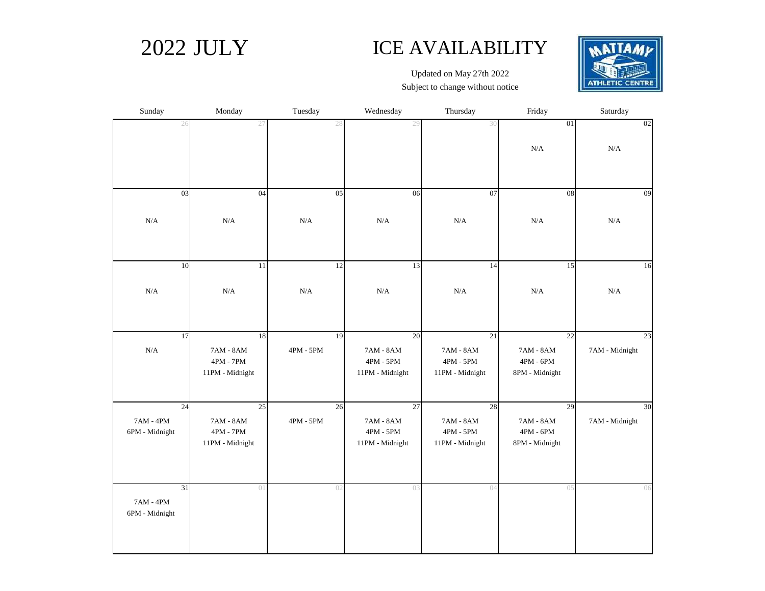# 2022 JULY

# ICE AVAILABILITY

Updated on May 27th 2022
Subject to change without notice

MATTAMY ATHLETIC CENTRE

| Sunday | Monday | Tuesday | Wednesday | Thursday | Friday | Saturday |
|---|---|---|---|---|---|---|
| 26 | 27 | 28 | 29 | 30 | 01<br>N/A | 02<br>N/A |
| 03<br>N/A | 04<br>N/A | 05<br>N/A | 06<br>N/A | 07<br>N/A | 08<br>N/A | 09<br>N/A |
| 10<br>N/A | 11<br>N/A | 12<br>N/A | 13<br>N/A | 14<br>N/A | 15<br>N/A | 16<br>N/A |
| 17<br>N/A | 18<br>7AM - 8AM<br>4PM - 7PM<br>11PM - Midnight | 19<br>4PM - 5PM | 20<br>7AM - 8AM<br>4PM - 5PM<br>11PM - Midnight | 21<br>7AM - 8AM<br>4PM - 5PM<br>11PM - Midnight | 22<br>7AM - 8AM<br>4PM - 6PM<br>8PM - Midnight | 23<br>7AM - Midnight |
| 24<br>7AM - 4PM<br>6PM - Midnight | 25<br>7AM - 8AM<br>4PM - 7PM<br>11PM - Midnight | 26<br>4PM - 5PM | 27<br>7AM - 8AM<br>4PM - 5PM<br>11PM - Midnight | 28<br>7AM - 8AM<br>4PM - 5PM<br>11PM - Midnight | 29<br>7AM - 8AM<br>4PM - 6PM<br>8PM - Midnight | 30<br>7AM - Midnight |
| 31<br>7AM - 4PM<br>6PM - Midnight | 01 | 02 | 03 | 04 | 05 | 06 |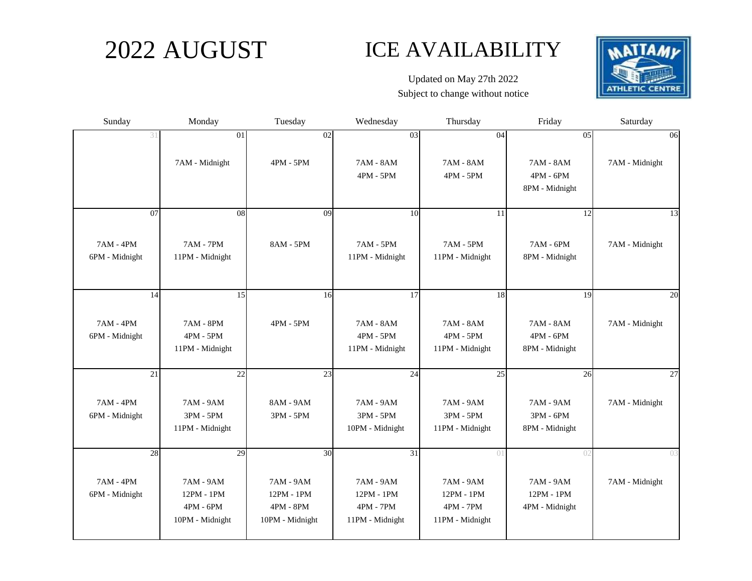# 2022 AUGUST

# ICE AVAILABILITY

Updated on May 27th 2022
Subject to change without notice

MATTAMY ATHLETIC CENTRE

| Sunday | Monday | Tuesday | Wednesday | Thursday | Friday | Saturday |
|---|---|---|---|---|---|---|
| 31 | 01<br>7AM - Midnight | 02<br>4PM - 5PM | 03<br>7AM - 8AM<br>4PM - 5PM | 04<br>7AM - 8AM<br>4PM - 5PM | 05<br>7AM - 8AM<br>4PM - 6PM<br>8PM - Midnight | 06<br>7AM - Midnight |
| 07<br>7AM - 4PM<br>6PM - Midnight | 08<br>7AM - 7PM<br>11PM - Midnight | 09<br>8AM - 5PM | 10<br>7AM - 5PM<br>11PM - Midnight | 11<br>7AM - 5PM<br>11PM - Midnight | 12<br>7AM - 6PM<br>8PM - Midnight | 13<br>7AM - Midnight |
| 14<br>7AM - 4PM<br>6PM - Midnight | 15<br>7AM - 8PM<br>4PM - 5PM<br>11PM - Midnight | 16<br>4PM - 5PM | 17<br>7AM - 8AM<br>4PM - 5PM<br>11PM - Midnight | 18<br>7AM - 8AM<br>4PM - 5PM<br>11PM - Midnight | 19<br>7AM - 8AM<br>4PM - 6PM<br>8PM - Midnight | 20<br>7AM - Midnight |
| 21<br>7AM - 4PM<br>6PM - Midnight | 22<br>7AM - 9AM<br>3PM - 5PM<br>11PM - Midnight | 23<br>8AM - 9AM<br>3PM - 5PM | 24<br>7AM - 9AM<br>3PM - 5PM<br>10PM - Midnight | 25<br>7AM - 9AM<br>3PM - 5PM<br>11PM - Midnight | 26<br>7AM - 9AM<br>3PM - 6PM<br>8PM - Midnight | 27<br>7AM - Midnight |
| 28<br>7AM - 4PM<br>6PM - Midnight | 29<br>7AM - 9AM<br>12PM - 1PM<br>4PM - 6PM<br>10PM - Midnight | 30<br>7AM - 9AM<br>12PM - 1PM<br>4PM - 8PM<br>10PM - Midnight | 31<br>7AM - 9AM<br>12PM - 1PM<br>4PM - 7PM<br>11PM - Midnight | 01<br>7AM - 9AM<br>12PM - 1PM<br>4PM - 7PM<br>11PM - Midnight | 02<br>7AM - 9AM<br>12PM - 1PM<br>4PM - Midnight | 03<br>7AM - Midnight |